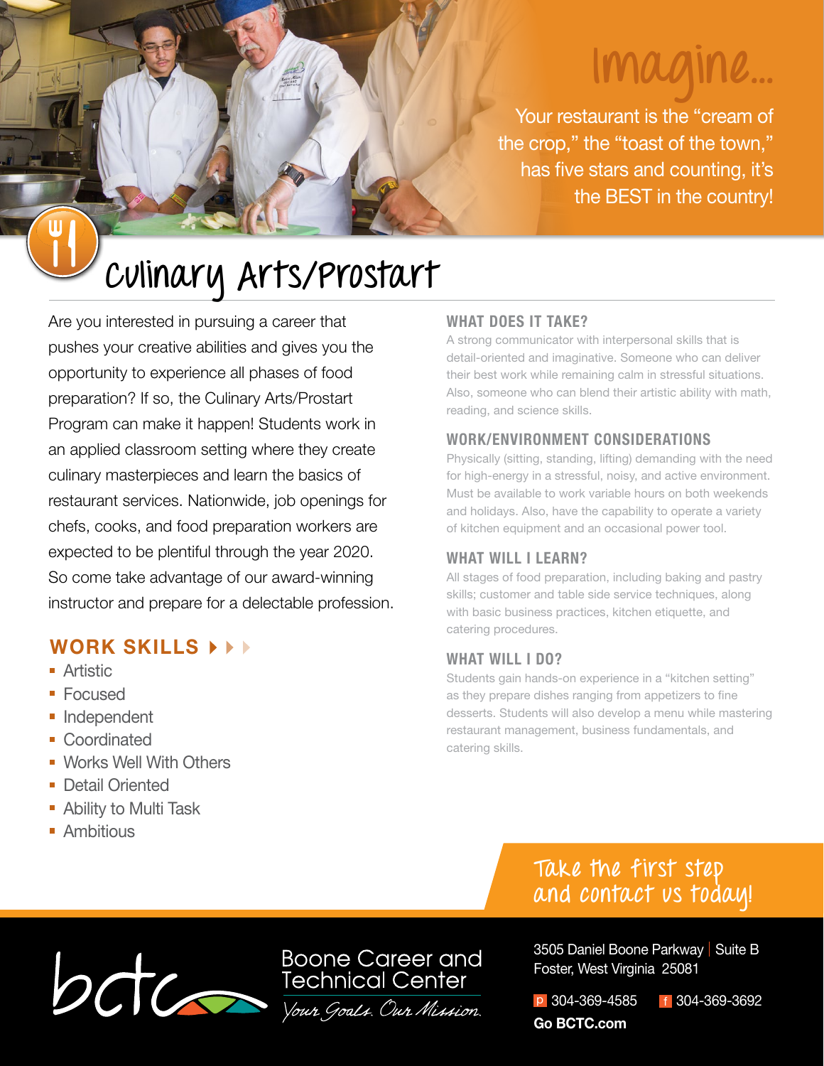# Imagine...

Your restaurant is the "cream of the crop," the "toast of the town," has five stars and counting, it's the BEST in the country!

# Culinary Arts/Prostart

Are you interested in pursuing a career that pushes your creative abilities and gives you the opportunity to experience all phases of food preparation? If so, the Culinary Arts/Prostart Program can make it happen! Students work in an applied classroom setting where they create culinary masterpieces and learn the basics of restaurant services. Nationwide, job openings for chefs, cooks, and food preparation workers are expected to be plentiful through the year 2020. So come take advantage of our award-winning instructor and prepare for a delectable profession.

## WORK SKILLS

- Artistic
- Focused
- Independent
- Coordinated
- Works Well With Others
- Detail Oriented
- Ability to Multi Task
- Ambitious

### WHAT DOES IT TAKE?

A strong communicator with interpersonal skills that is detail-oriented and imaginative. Someone who can deliver their best work while remaining calm in stressful situations. Also, someone who can blend their artistic ability with math, reading, and science skills.

### WORK/ENVIRONMENT CONSIDERATIONS

Physically (sitting, standing, lifting) demanding with the need for high-energy in a stressful, noisy, and active environment. Must be available to work variable hours on both weekends and holidays. Also, have the capability to operate a variety of kitchen equipment and an occasional power tool.

### WHAT WILL I LEARN?

All stages of food preparation, including baking and pastry skills; customer and table side service techniques, along with basic business practices, kitchen etiquette, and catering procedures.

### WHAT WILL I DO?

Students gain hands-on experience in a "kitchen setting" as they prepare dishes ranging from appetizers to fine desserts. Students will also develop a menu while mastering restaurant management, business fundamentals, and catering skills.

**Take the first step and contact us today!**

bctc — Boone Career and Technical Center
*Your Goals. Our Mission.*

3505 Daniel Boone Parkway | Suite B
Foster, West Virginia 25081

p 304-369-4585 f 304-369-3692

**Go BCTC.com**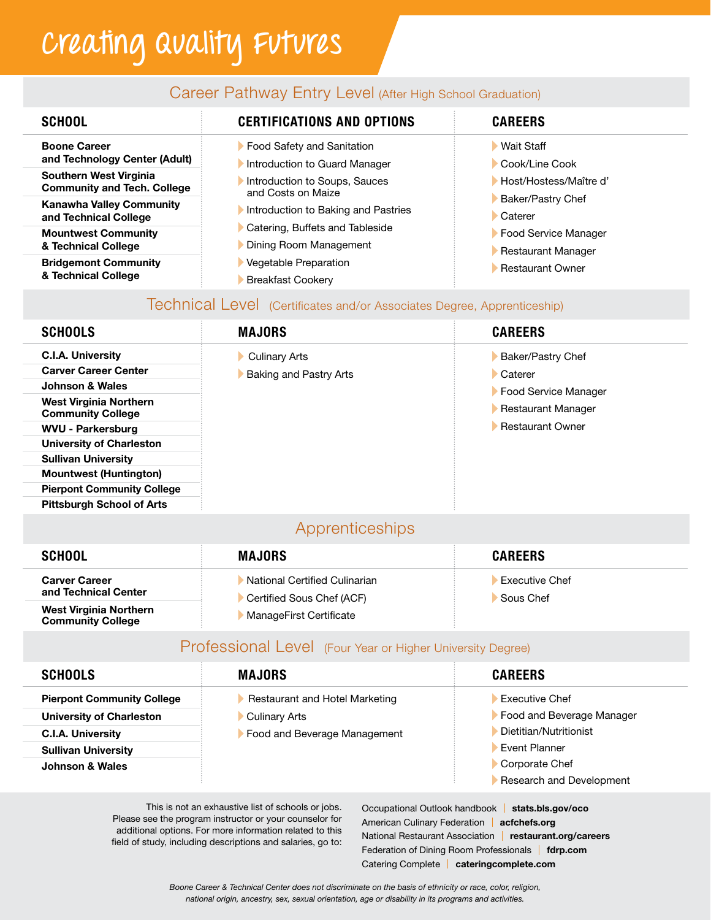# Creating Quality Futures

## Career Pathway Entry Level (After High School Graduation)

| SCHOOL | CERTIFICATIONS AND OPTIONS | CAREERS |
|---|---|---|
| Boone Career and Technology Center (Adult) | Food Safety and Sanitation | Wait Staff |
| Southern West Virginia Community and Tech. College | Introduction to Guard Manager | Cook/Line Cook |
| Kanawha Valley Community and Technical College | Introduction to Soups, Sauces and Costs on Maize | Host/Hostess/Maître d' |
| Mountwest Community & Technical College | Introduction to Baking and Pastries | Baker/Pastry Chef |
| Bridgemont Community & Technical College | Catering, Buffets and Tableside | Caterer |
| | Dining Room Management | Food Service Manager |
| | Vegetable Preparation | Restaurant Manager |
| | Breakfast Cookery | Restaurant Owner |

## Technical Level (Certificates and/or Associates Degree, Apprenticeship)

| SCHOOLS | MAJORS | CAREERS |
|---|---|---|
| C.I.A. University | Culinary Arts | Baker/Pastry Chef |
| Carver Career Center | Baking and Pastry Arts | Caterer |
| Johnson & Wales | | Food Service Manager |
| West Virginia Northern Community College | | Restaurant Manager |
| WVU - Parkersburg | | Restaurant Owner |
| University of Charleston | | |
| Sullivan University | | |
| Mountwest (Huntington) | | |
| Pierpont Community College | | |
| Pittsburgh School of Arts | | |

## Apprenticeships

| SCHOOL | MAJORS | CAREERS |
|---|---|---|
| Carver Career and Technical Center | National Certified Culinarian | Executive Chef |
| West Virginia Northern Community College | Certified Sous Chef (ACF) | Sous Chef |
| | ManageFirst Certificate | |

## Professional Level (Four Year or Higher University Degree)

| SCHOOLS | MAJORS | CAREERS |
|---|---|---|
| Pierpont Community College | Restaurant and Hotel Marketing | Executive Chef |
| University of Charleston | Culinary Arts | Food and Beverage Manager |
| C.I.A. University | Food and Beverage Management | Dietitian/Nutritionist |
| Sullivan University | | Event Planner |
| Johnson & Wales | | Corporate Chef |
| | | Research and Development |

This is not an exhaustive list of schools or jobs. Please see the program instructor or your counselor for additional options. For more information related to this field of study, including descriptions and salaries, go to:

- Occupational Outlook handbook | **stats.bls.gov/oco**
- American Culinary Federation | **acfchefs.org**
- National Restaurant Association | **restaurant.org/careers**
- Federation of Dining Room Professionals | **fdrp.com**
- Catering Complete | **cateringcomplete.com**

*Boone Career & Technical Center does not discriminate on the basis of ethnicity or race, color, religion, national origin, ancestry, sex, sexual orientation, age or disability in its programs and activities.*